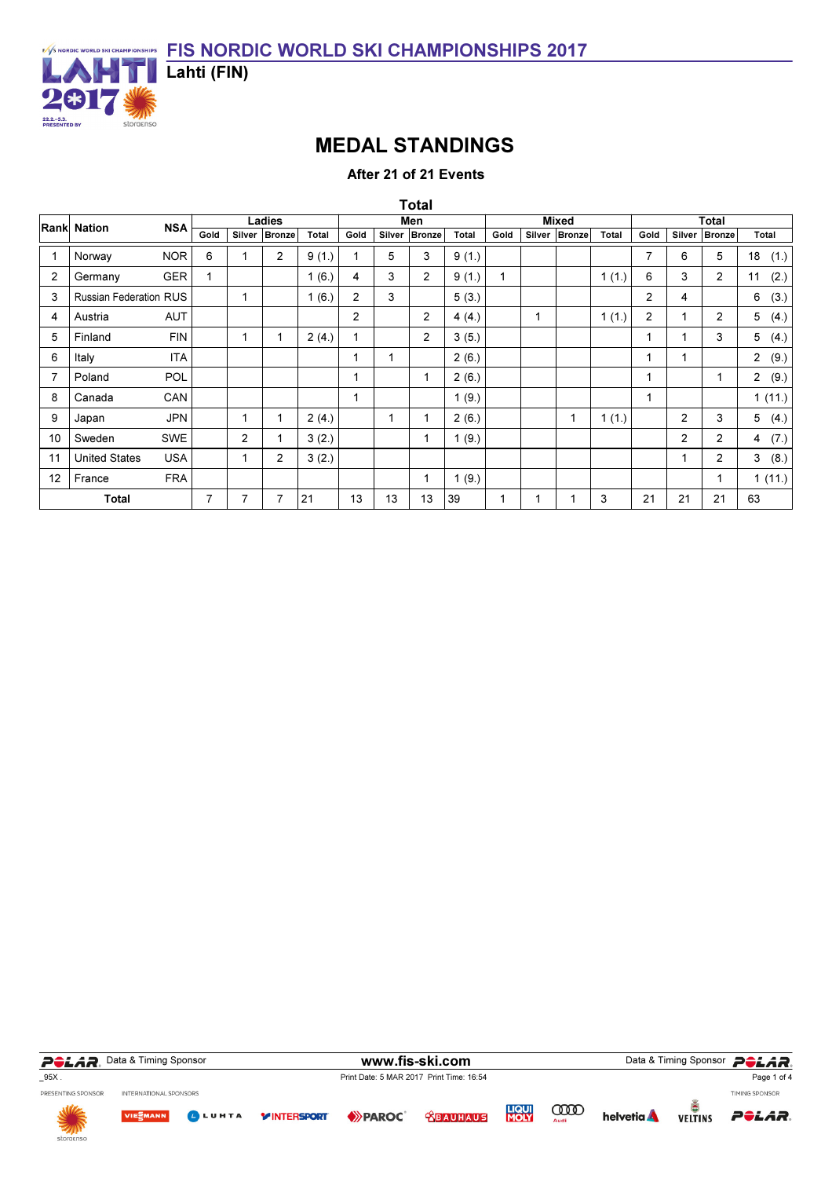# FIS NORDIC WORLD SKI CHAMPIONSHIPS 2017

**Lahti (FIN)**

## MEDAL STANDINGS

**After 21 of 21 Events**

### Total

| Rank | Nation | NSA | Ladies | | | | Men | | | | Mixed | | | | Total | | | |
|---|---|---|---|---|---|---|---|---|---|---|---|---|---|---|---|---|---|---|
| | | | Gold | Silver | Bronze | Total | Gold | Silver | Bronze | Total | Gold | Silver | Bronze | Total | Gold | Silver | Bronze | Total |
| 1 | Norway | NOR | 6 | 1 | 2 | 9 (1.) | 1 | 5 | 3 | 9 (1.) | | | | | 7 | 6 | 5 | 18 (1.) |
| 2 | Germany | GER | 1 | | | 1 (6.) | 4 | 3 | 2 | 9 (1.) | 1 | | | 1 (1.) | 6 | 3 | 2 | 11 (2.) |
| 3 | Russian Federation | RUS | | 1 | | 1 (6.) | 2 | 3 | | 5 (3.) | | | | | 2 | 4 | | 6 (3.) |
| 4 | Austria | AUT | | | | | 2 | | 2 | 4 (4.) | | 1 | | 1 (1.) | 2 | 1 | 2 | 5 (4.) |
| 5 | Finland | FIN | | 1 | 1 | 2 (4.) | 1 | | 2 | 3 (5.) | | | | | 1 | 1 | 3 | 5 (4.) |
| 6 | Italy | ITA | | | | | 1 | 1 | | 2 (6.) | | | | | 1 | 1 | | 2 (9.) |
| 7 | Poland | POL | | | | | 1 | | 1 | 2 (6.) | | | | | 1 | | 1 | 2 (9.) |
| 8 | Canada | CAN | | | | | 1 | | | 1 (9.) | | | | | 1 | | | 1 (11.) |
| 9 | Japan | JPN | | 1 | 1 | 2 (4.) | | 1 | 1 | 2 (6.) | | | 1 | 1 (1.) | | 2 | 3 | 5 (4.) |
| 10 | Sweden | SWE | | 2 | 1 | 3 (2.) | | | 1 | 1 (9.) | | | | | | 2 | 2 | 4 (7.) |
| 11 | United States | USA | | 1 | 2 | 3 (2.) | | | | | | | | | | 1 | 2 | 3 (8.) |
| 12 | France | FRA | | | | | | | 1 | 1 (9.) | | | | | | | 1 | 1 (11.) |
| **Total** | | | 7 | 7 | 7 | 21 | 13 | 13 | 13 | 39 | 1 | 1 | 1 | 3 | 21 | 21 | 21 | 63 |

Data & Timing Sponsor POLAR — www.fis-ski.com

_95X . Print Date: 5 MAR 2017 Print Time: 16:54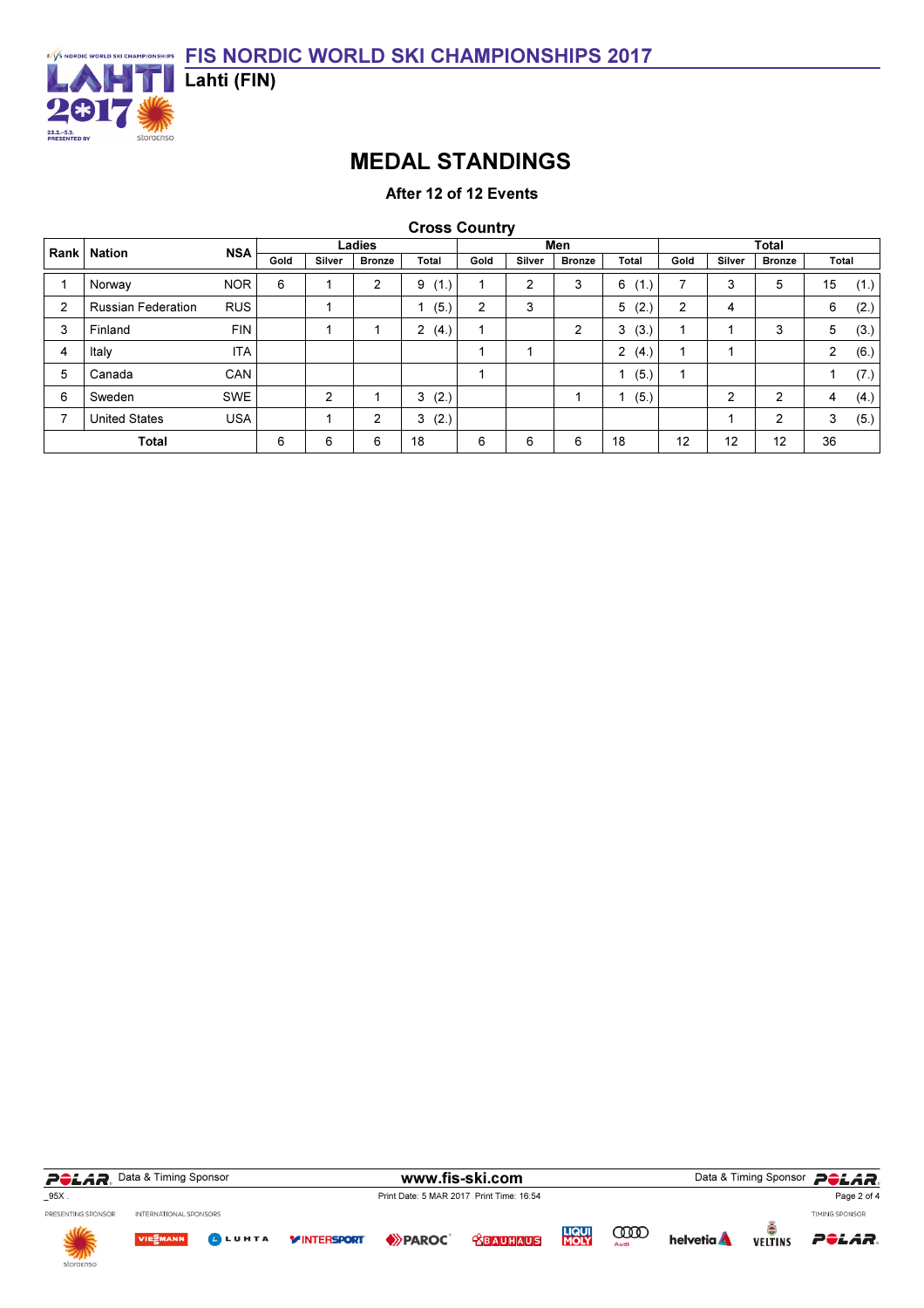# FIS NORDIC WORLD SKI CHAMPIONSHIPS 2017

**Lahti (FIN)**

## MEDAL STANDINGS

**After 12 of 12 Events**

### Cross Country

| Rank | Nation | NSA | Ladies | | | | Men | | | | Total | | | |
|---|---|---|---|---|---|---|---|---|---|---|---|---|---|---|
| | | | Gold | Silver | Bronze | Total | Gold | Silver | Bronze | Total | Gold | Silver | Bronze | Total |
| 1 | Norway | NOR | 6 | 1 | 2 | 9 (1.) | 1 | 2 | 3 | 6 (1.) | 7 | 3 | 5 | 15 (1.) |
| 2 | Russian Federation | RUS | | 1 | | 1 (5.) | 2 | 3 | | 5 (2.) | 2 | 4 | | 6 (2.) |
| 3 | Finland | FIN | | 1 | 1 | 2 (4.) | 1 | | 2 | 3 (3.) | 1 | 1 | 3 | 5 (3.) |
| 4 | Italy | ITA | | | | | 1 | 1 | | 2 (4.) | 1 | 1 | | 2 (6.) |
| 5 | Canada | CAN | | | | | 1 | | | 1 (5.) | 1 | | | 1 (7.) |
| 6 | Sweden | SWE | | 2 | 1 | 3 (2.) | | | 1 | 1 (5.) | | 2 | 2 | 4 (4.) |
| 7 | United States | USA | | 1 | 2 | 3 (2.) | | | | | | 1 | 2 | 3 (5.) |
| **Total** | | | 6 | 6 | 6 | 18 | 6 | 6 | 6 | 18 | 12 | 12 | 12 | 36 |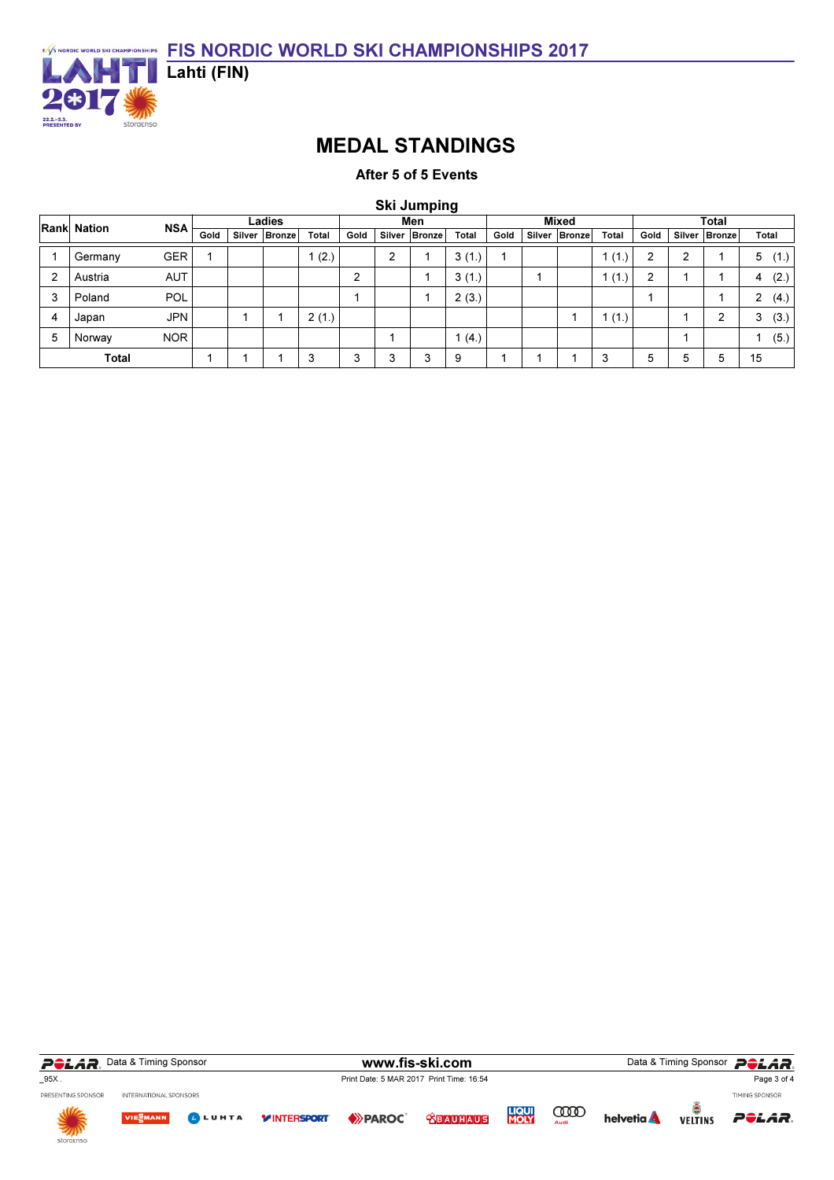# FIS NORDIC WORLD SKI CHAMPIONSHIPS 2017

## Lahti (FIN)

## MEDAL STANDINGS

### After 5 of 5 Events

### Ski Jumping

| Rank | Nation | NSA | Ladies | | | | Men | | | | Mixed | | | | Total | | | |
|---|---|---|---|---|---|---|---|---|---|---|---|---|---|---|---|---|---|---|
| | | | Gold | Silver | Bronze | Total | Gold | Silver | Bronze | Total | Gold | Silver | Bronze | Total | Gold | Silver | Bronze | Total |
| 1 | Germany | GER | 1 | | | 1 (2.) | | 2 | 1 | 3 (1.) | 1 | | | 1 (1.) | 2 | 2 | 1 | 5 (1.) |
| 2 | Austria | AUT | | | | | 2 | | 1 | 3 (1.) | | 1 | | 1 (1.) | 2 | 1 | 1 | 4 (2.) |
| 3 | Poland | POL | | | | | 1 | | 1 | 2 (3.) | | | | | 1 | | 1 | 2 (4.) |
| 4 | Japan | JPN | | 1 | 1 | 2 (1.) | | | | | | | 1 | 1 (1.) | | 1 | 2 | 3 (3.) |
| 5 | Norway | NOR | | | | | | 1 | | 1 (4.) | | | | | | 1 | | 1 (5.) |
| Total | | | 1 | 1 | 1 | 3 | 3 | 3 | 3 | 9 | 1 | 1 | 1 | 3 | 5 | 5 | 5 | 15 |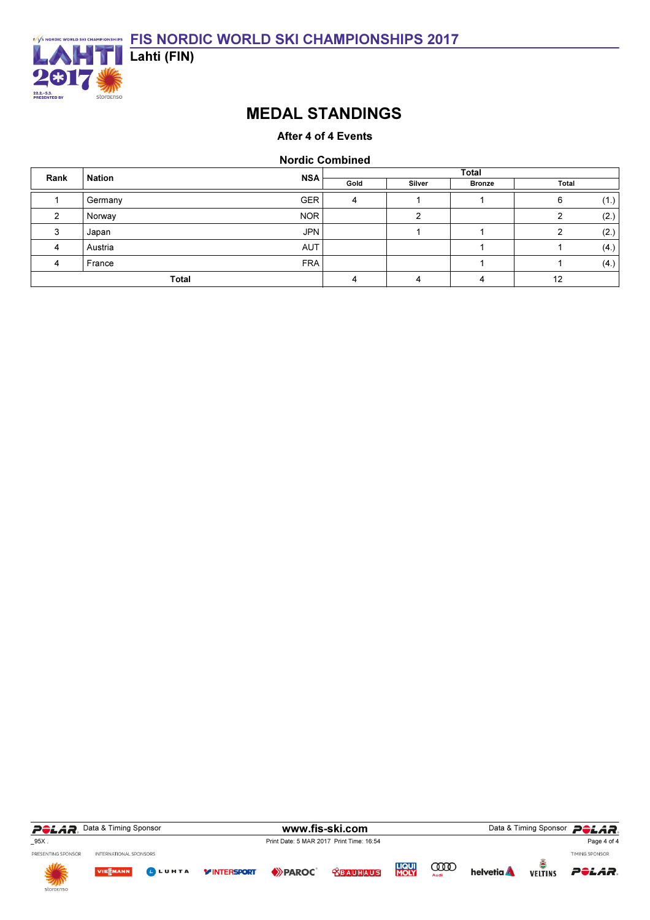# FIS NORDIC WORLD SKI CHAMPIONSHIPS 2017

**Lahti (FIN)**

## MEDAL STANDINGS

**After 4 of 4 Events**

**Nordic Combined**

| Rank | Nation | NSA | Total | | | | |
|---|---|---|---|---|---|---|---|
| | | | Gold | Silver | Bronze | Total | |
| 1 | Germany | GER | 4 | 1 | 1 | 6 | (1.) |
| 2 | Norway | NOR | | 2 | | 2 | (2.) |
| 3 | Japan | JPN | | 1 | 1 | 2 | (2.) |
| 4 | Austria | AUT | | | 1 | 1 | (4.) |
| 4 | France | FRA | | | 1 | 1 | (4.) |
| Total | | | 4 | 4 | 4 | 12 | |

Data & Timing Sponsor POLAR

www.fis-ski.com

_95X .

Print Date: 5 MAR 2017 Print Time: 16:54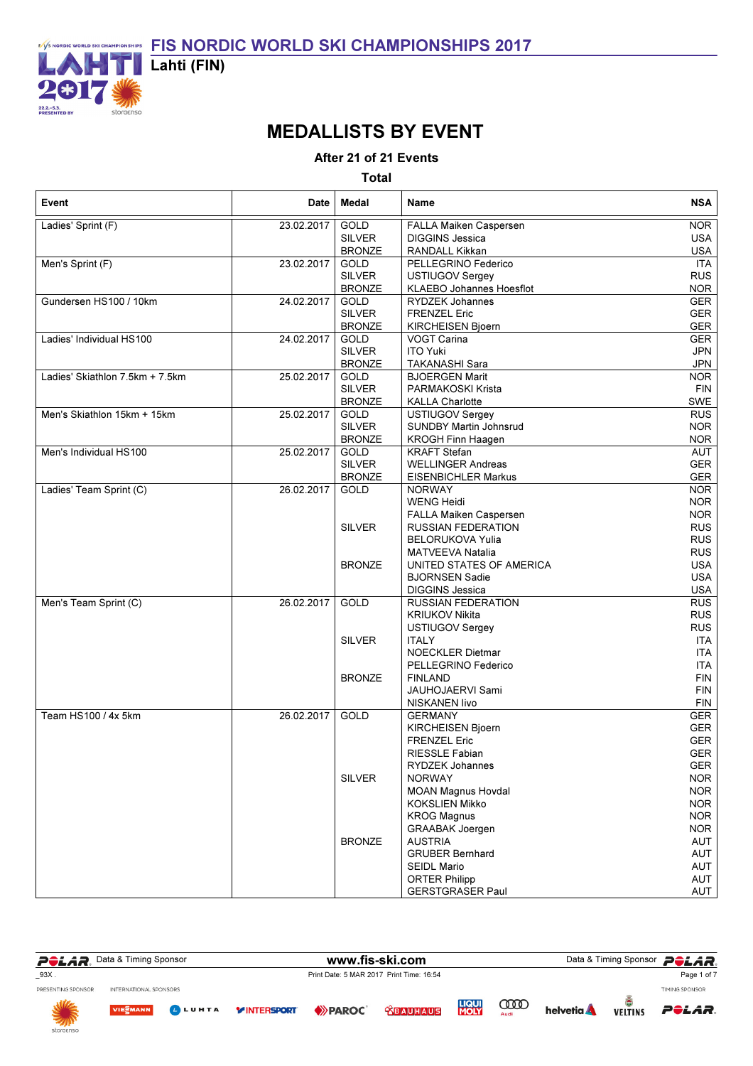# FIS NORDIC WORLD SKI CHAMPIONSHIPS 2017

**Lahti (FIN)**

## MEDALLISTS BY EVENT

**After 21 of 21 Events**

**Total**

| Event | Date | Medal | Name | NSA |
|---|---|---|---|---|
| Ladies' Sprint (F) | 23.02.2017 | GOLD | FALLA Maiken Caspersen | NOR |
| | | SILVER | DIGGINS Jessica | USA |
| | | BRONZE | RANDALL Kikkan | USA |
| Men's Sprint (F) | 23.02.2017 | GOLD | PELLEGRINO Federico | ITA |
| | | SILVER | USTIUGOV Sergey | RUS |
| | | BRONZE | KLAEBO Johannes Hoesflot | NOR |
| Gundersen HS100 / 10km | 24.02.2017 | GOLD | RYDZEK Johannes | GER |
| | | SILVER | FRENZEL Eric | GER |
| | | BRONZE | KIRCHEISEN Bjoern | GER |
| Ladies' Individual HS100 | 24.02.2017 | GOLD | VOGT Carina | GER |
| | | SILVER | ITO Yuki | JPN |
| | | BRONZE | TAKANASHI Sara | JPN |
| Ladies' Skiathlon 7.5km + 7.5km | 25.02.2017 | GOLD | BJOERGEN Marit | NOR |
| | | SILVER | PARMAKOSKI Krista | FIN |
| | | BRONZE | KALLA Charlotte | SWE |
| Men's Skiathlon 15km + 15km | 25.02.2017 | GOLD | USTIUGOV Sergey | RUS |
| | | SILVER | SUNDBY Martin Johnsrud | NOR |
| | | BRONZE | KROGH Finn Haagen | NOR |
| Men's Individual HS100 | 25.02.2017 | GOLD | KRAFT Stefan | AUT |
| | | SILVER | WELLINGER Andreas | GER |
| | | BRONZE | EISENBICHLER Markus | GER |
| Ladies' Team Sprint (C) | 26.02.2017 | GOLD | NORWAY | NOR |
| | | | WENG Heidi | NOR |
| | | | FALLA Maiken Caspersen | NOR |
| | | SILVER | RUSSIAN FEDERATION | RUS |
| | | | BELORUKOVA Yulia | RUS |
| | | | MATVEEVA Natalia | RUS |
| | | BRONZE | UNITED STATES OF AMERICA | USA |
| | | | BJORNSEN Sadie | USA |
| | | | DIGGINS Jessica | USA |
| Men's Team Sprint (C) | 26.02.2017 | GOLD | RUSSIAN FEDERATION | RUS |
| | | | KRIUKOV Nikita | RUS |
| | | | USTIUGOV Sergey | RUS |
| | | SILVER | ITALY | ITA |
| | | | NOECKLER Dietmar | ITA |
| | | | PELLEGRINO Federico | ITA |
| | | BRONZE | FINLAND | FIN |
| | | | JAUHOJAERVI Sami | FIN |
| | | | NISKANEN Iivo | FIN |
| Team HS100 / 4x 5km | 26.02.2017 | GOLD | GERMANY | GER |
| | | | KIRCHEISEN Bjoern | GER |
| | | | FRENZEL Eric | GER |
| | | | RIESSLE Fabian | GER |
| | | | RYDZEK Johannes | GER |
| | | SILVER | NORWAY | NOR |
| | | | MOAN Magnus Hovdal | NOR |
| | | | KOKSLIEN Mikko | NOR |
| | | | KROG Magnus | NOR |
| | | | GRAABAK Joergen | NOR |
| | | BRONZE | AUSTRIA | AUT |
| | | | GRUBER Bernhard | AUT |
| | | | SEIDL Mario | AUT |
| | | | ORTER Philipp | AUT |
| | | | GERSTGRASER Paul | AUT |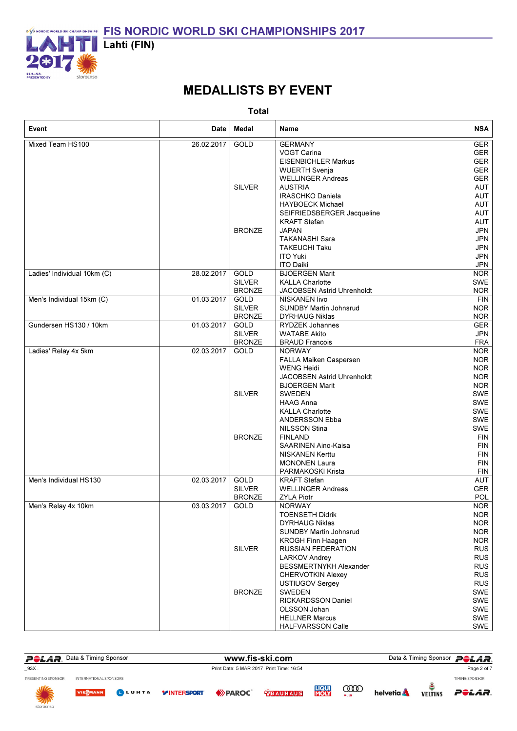# FIS NORDIC WORLD SKI CHAMPIONSHIPS 2017

**Lahti (FIN)**

## MEDALLISTS BY EVENT

**Total**

| Event | Date | Medal | Name | NSA |
|---|---|---|---|---|
| Mixed Team HS100 | 26.02.2017 | GOLD | GERMANY | GER |
| | | | VOGT Carina | GER |
| | | | EISENBICHLER Markus | GER |
| | | | WUERTH Svenja | GER |
| | | | WELLINGER Andreas | GER |
| | | SILVER | AUSTRIA | AUT |
| | | | IRASCHKO Daniela | AUT |
| | | | HAYBOECK Michael | AUT |
| | | | SEIFRIEDSBERGER Jacqueline | AUT |
| | | | KRAFT Stefan | AUT |
| | | BRONZE | JAPAN | JPN |
| | | | TAKANASHI Sara | JPN |
| | | | TAKEUCHI Taku | JPN |
| | | | ITO Yuki | JPN |
| | | | ITO Daiki | JPN |
| Ladies' Individual 10km (C) | 28.02.2017 | GOLD | BJOERGEN Marit | NOR |
| | | SILVER | KALLA Charlotte | SWE |
| | | BRONZE | JACOBSEN Astrid Uhrenholdt | NOR |
| Men's Individual 15km (C) | 01.03.2017 | GOLD | NISKANEN Iivo | FIN |
| | | SILVER | SUNDBY Martin Johnsrud | NOR |
| | | BRONZE | DYRHAUG Niklas | NOR |
| Gundersen HS130 / 10km | 01.03.2017 | GOLD | RYDZEK Johannes | GER |
| | | SILVER | WATABE Akito | JPN |
| | | BRONZE | BRAUD Francois | FRA |
| Ladies' Relay 4x 5km | 02.03.2017 | GOLD | NORWAY | NOR |
| | | | FALLA Maiken Caspersen | NOR |
| | | | WENG Heidi | NOR |
| | | | JACOBSEN Astrid Uhrenholdt | NOR |
| | | | BJOERGEN Marit | NOR |
| | | SILVER | SWEDEN | SWE |
| | | | HAAG Anna | SWE |
| | | | KALLA Charlotte | SWE |
| | | | ANDERSSON Ebba | SWE |
| | | | NILSSON Stina | SWE |
| | | BRONZE | FINLAND | FIN |
| | | | SAARINEN Aino-Kaisa | FIN |
| | | | NISKANEN Kerttu | FIN |
| | | | MONONEN Laura | FIN |
| | | | PARMAKOSKI Krista | FIN |
| Men's Individual HS130 | 02.03.2017 | GOLD | KRAFT Stefan | AUT |
| | | SILVER | WELLINGER Andreas | GER |
| | | BRONZE | ZYLA Piotr | POL |
| Men's Relay 4x 10km | 03.03.2017 | GOLD | NORWAY | NOR |
| | | | TOENSETH Didrik | NOR |
| | | | DYRHAUG Niklas | NOR |
| | | | SUNDBY Martin Johnsrud | NOR |
| | | | KROGH Finn Haagen | NOR |
| | | SILVER | RUSSIAN FEDERATION | RUS |
| | | | LARKOV Andrey | RUS |
| | | | BESSMERTNYKH Alexander | RUS |
| | | | CHERVOTKIN Alexey | RUS |
| | | | USTIUGOV Sergey | RUS |
| | | BRONZE | SWEDEN | SWE |
| | | | RICKARDSSON Daniel | SWE |
| | | | OLSSON Johan | SWE |
| | | | HELLNER Marcus | SWE |
| | | | HALFVARSSON Calle | SWE |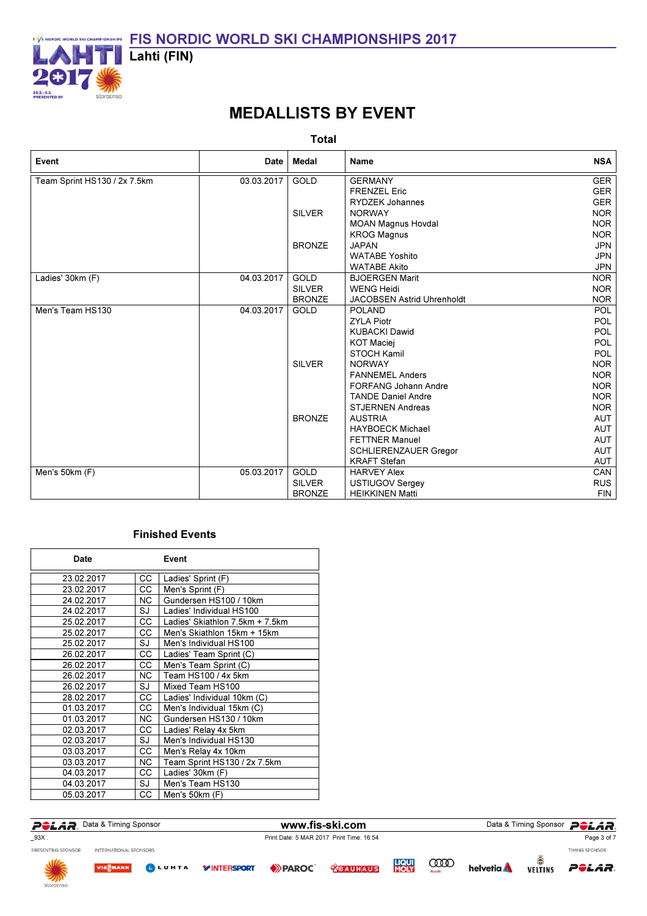# FIS NORDIC WORLD SKI CHAMPIONSHIPS 2017

Lahti (FIN)

## MEDALLISTS BY EVENT

### Total

| Event | Date | Medal | Name | NSA |
|---|---|---|---|---|
| Team Sprint HS130 / 2x 7.5km | 03.03.2017 | GOLD | GERMANY | GER |
| | | | FRENZEL Eric | GER |
| | | | RYDZEK Johannes | GER |
| | | SILVER | NORWAY | NOR |
| | | | MOAN Magnus Hovdal | NOR |
| | | | KROG Magnus | NOR |
| | | BRONZE | JAPAN | JPN |
| | | | WATABE Yoshito | JPN |
| | | | WATABE Akito | JPN |
| Ladies' 30km (F) | 04.03.2017 | GOLD | BJOERGEN Marit | NOR |
| | | SILVER | WENG Heidi | NOR |
| | | BRONZE | JACOBSEN Astrid Uhrenholdt | NOR |
| Men's Team HS130 | 04.03.2017 | GOLD | POLAND | POL |
| | | | ZYLA Piotr | POL |
| | | | KUBACKI Dawid | POL |
| | | | KOT Maciej | POL |
| | | | STOCH Kamil | POL |
| | | SILVER | NORWAY | NOR |
| | | | FANNEMEL Anders | NOR |
| | | | FORFANG Johann Andre | NOR |
| | | | TANDE Daniel Andre | NOR |
| | | | STJERNEN Andreas | NOR |
| | | BRONZE | AUSTRIA | AUT |
| | | | HAYBOECK Michael | AUT |
| | | | FETTNER Manuel | AUT |
| | | | SCHLIERENZAUER Gregor | AUT |
| | | | KRAFT Stefan | AUT |
| Men's 50km (F) | 05.03.2017 | GOLD | HARVEY Alex | CAN |
| | | SILVER | USTIUGOV Sergey | RUS |
| | | BRONZE | HEIKKINEN Matti | FIN |

### Finished Events

| Date | | Event |
|---|---|---|
| 23.02.2017 | CC | Ladies' Sprint (F) |
| 23.02.2017 | CC | Men's Sprint (F) |
| 24.02.2017 | NC | Gundersen HS100 / 10km |
| 24.02.2017 | SJ | Ladies' Individual HS100 |
| 25.02.2017 | CC | Ladies' Skiathlon 7.5km + 7.5km |
| 25.02.2017 | CC | Men's Skiathlon 15km + 15km |
| 25.02.2017 | SJ | Men's Individual HS100 |
| 26.02.2017 | CC | Ladies' Team Sprint (C) |
| 26.02.2017 | CC | Men's Team Sprint (C) |
| 26.02.2017 | NC | Team HS100 / 4x 5km |
| 26.02.2017 | SJ | Mixed Team HS100 |
| 28.02.2017 | CC | Ladies' Individual 10km (C) |
| 01.03.2017 | CC | Men's Individual 15km (C) |
| 01.03.2017 | NC | Gundersen HS130 / 10km |
| 02.03.2017 | CC | Ladies' Relay 4x 5km |
| 02.03.2017 | SJ | Men's Individual HS130 |
| 03.03.2017 | CC | Men's Relay 4x 10km |
| 03.03.2017 | NC | Team Sprint HS130 / 2x 7.5km |
| 04.03.2017 | CC | Ladies' 30km (F) |
| 04.03.2017 | SJ | Men's Team HS130 |
| 05.03.2017 | CC | Men's 50km (F) |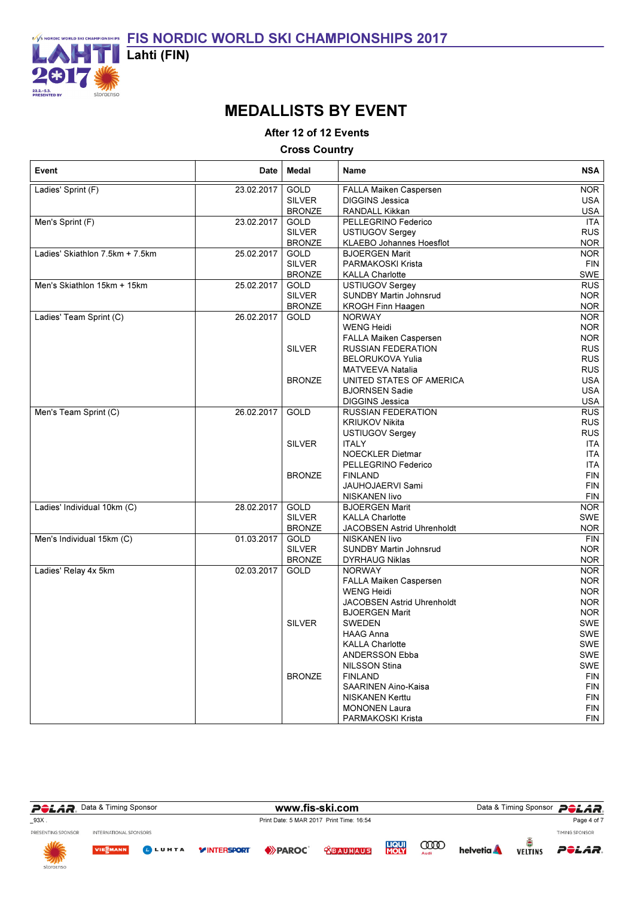# MEDALLISTS BY EVENT

**After 12 of 12 Events**

**Cross Country**

| Event | Date | Medal | Name | NSA |
|---|---|---|---|---|
| Ladies' Sprint (F) | 23.02.2017 | GOLD | FALLA Maiken Caspersen | NOR |
| | | SILVER | DIGGINS Jessica | USA |
| | | BRONZE | RANDALL Kikkan | USA |
| Men's Sprint (F) | 23.02.2017 | GOLD | PELLEGRINO Federico | ITA |
| | | SILVER | USTIUGOV Sergey | RUS |
| | | BRONZE | KLAEBO Johannes Hoesflot | NOR |
| Ladies' Skiathlon 7.5km + 7.5km | 25.02.2017 | GOLD | BJOERGEN Marit | NOR |
| | | SILVER | PARMAKOSKI Krista | FIN |
| | | BRONZE | KALLA Charlotte | SWE |
| Men's Skiathlon 15km + 15km | 25.02.2017 | GOLD | USTIUGOV Sergey | RUS |
| | | SILVER | SUNDBY Martin Johnsrud | NOR |
| | | BRONZE | KROGH Finn Haagen | NOR |
| Ladies' Team Sprint (C) | 26.02.2017 | GOLD | NORWAY | NOR |
| | | | WENG Heidi | NOR |
| | | | FALLA Maiken Caspersen | NOR |
| | | SILVER | RUSSIAN FEDERATION | RUS |
| | | | BELORUKOVA Yulia | RUS |
| | | | MATVEEVA Natalia | RUS |
| | | BRONZE | UNITED STATES OF AMERICA | USA |
| | | | BJORNSEN Sadie | USA |
| | | | DIGGINS Jessica | USA |
| Men's Team Sprint (C) | 26.02.2017 | GOLD | RUSSIAN FEDERATION | RUS |
| | | | KRIUKOV Nikita | RUS |
| | | | USTIUGOV Sergey | RUS |
| | | SILVER | ITALY | ITA |
| | | | NOECKLER Dietmar | ITA |
| | | | PELLEGRINO Federico | ITA |
| | | BRONZE | FINLAND | FIN |
| | | | JAUHOJAERVI Sami | FIN |
| | | | NISKANEN Iivo | FIN |
| Ladies' Individual 10km (C) | 28.02.2017 | GOLD | BJOERGEN Marit | NOR |
| | | SILVER | KALLA Charlotte | SWE |
| | | BRONZE | JACOBSEN Astrid Uhrenholdt | NOR |
| Men's Individual 15km (C) | 01.03.2017 | GOLD | NISKANEN Iivo | FIN |
| | | SILVER | SUNDBY Martin Johnsrud | NOR |
| | | BRONZE | DYRHAUG Niklas | NOR |
| Ladies' Relay 4x 5km | 02.03.2017 | GOLD | NORWAY | NOR |
| | | | FALLA Maiken Caspersen | NOR |
| | | | WENG Heidi | NOR |
| | | | JACOBSEN Astrid Uhrenholdt | NOR |
| | | | BJOERGEN Marit | NOR |
| | | SILVER | SWEDEN | SWE |
| | | | HAAG Anna | SWE |
| | | | KALLA Charlotte | SWE |
| | | | ANDERSSON Ebba | SWE |
| | | | NILSSON Stina | SWE |
| | | BRONZE | FINLAND | FIN |
| | | | SAARINEN Aino-Kaisa | FIN |
| | | | NISKANEN Kerttu | FIN |
| | | | MONONEN Laura | FIN |
| | | | PARMAKOSKI Krista | FIN |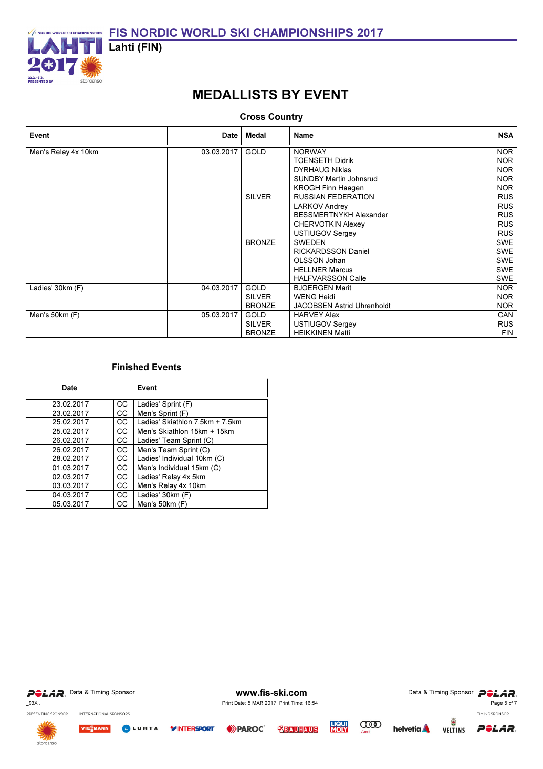# FIS NORDIC WORLD SKI CHAMPIONSHIPS 2017

**Lahti (FIN)**

## MEDALLISTS BY EVENT

### Cross Country

| Event | Date | Medal | Name | NSA |
|---|---|---|---|---|
| Men's Relay 4x 10km | 03.03.2017 | GOLD | NORWAY | NOR |
| | | | TOENSETH Didrik | NOR |
| | | | DYRHAUG Niklas | NOR |
| | | | SUNDBY Martin Johnsrud | NOR |
| | | | KROGH Finn Haagen | NOR |
| | | SILVER | RUSSIAN FEDERATION | RUS |
| | | | LARKOV Andrey | RUS |
| | | | BESSMERTNYKH Alexander | RUS |
| | | | CHERVOTKIN Alexey | RUS |
| | | | USTIUGOV Sergey | RUS |
| | | BRONZE | SWEDEN | SWE |
| | | | RICKARDSSON Daniel | SWE |
| | | | OLSSON Johan | SWE |
| | | | HELLNER Marcus | SWE |
| | | | HALFVARSSON Calle | SWE |
| Ladies' 30km (F) | 04.03.2017 | GOLD | BJOERGEN Marit | NOR |
| | | SILVER | WENG Heidi | NOR |
| | | BRONZE | JACOBSEN Astrid Uhrenholdt | NOR |
| Men's 50km (F) | 05.03.2017 | GOLD | HARVEY Alex | CAN |
| | | SILVER | USTIUGOV Sergey | RUS |
| | | BRONZE | HEIKKINEN Matti | FIN |

### Finished Events

| Date | | Event |
|---|---|---|
| 23.02.2017 | CC | Ladies' Sprint (F) |
| 23.02.2017 | CC | Men's Sprint (F) |
| 25.02.2017 | CC | Ladies' Skiathlon 7.5km + 7.5km |
| 25.02.2017 | CC | Men's Skiathlon 15km + 15km |
| 26.02.2017 | CC | Ladies' Team Sprint (C) |
| 26.02.2017 | CC | Men's Team Sprint (C) |
| 28.02.2017 | CC | Ladies' Individual 10km (C) |
| 01.03.2017 | CC | Men's Individual 15km (C) |
| 02.03.2017 | CC | Ladies' Relay 4x 5km |
| 03.03.2017 | CC | Men's Relay 4x 10km |
| 04.03.2017 | CC | Ladies' 30km (F) |
| 05.03.2017 | CC | Men's 50km (F) |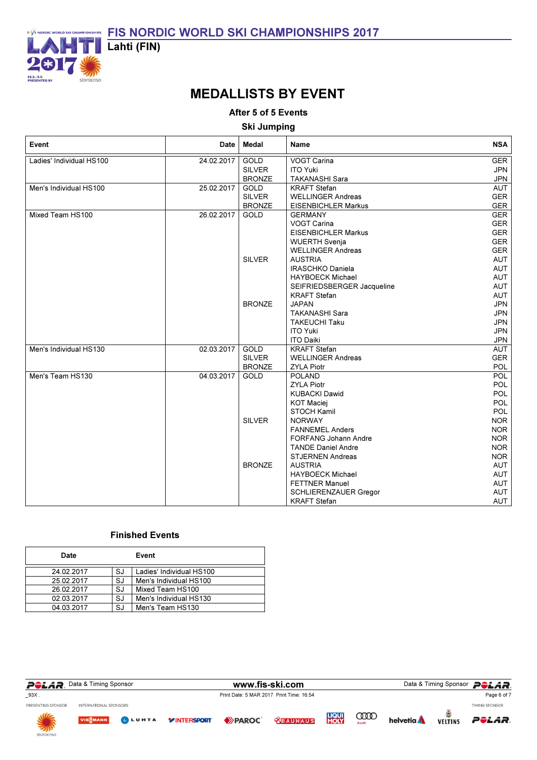# FIS NORDIC WORLD SKI CHAMPIONSHIPS 2017

**Lahti (FIN)**

## MEDALLISTS BY EVENT

**After 5 of 5 Events**

**Ski Jumping**

| Event | Date | Medal | Name | NSA |
|---|---|---|---|---|
| Ladies' Individual HS100 | 24.02.2017 | GOLD | VOGT Carina | GER |
| | | SILVER | ITO Yuki | JPN |
| | | BRONZE | TAKANASHI Sara | JPN |
| Men's Individual HS100 | 25.02.2017 | GOLD | KRAFT Stefan | AUT |
| | | SILVER | WELLINGER Andreas | GER |
| | | BRONZE | EISENBICHLER Markus | GER |
| Mixed Team HS100 | 26.02.2017 | GOLD | GERMANY | GER |
| | | | VOGT Carina | GER |
| | | | EISENBICHLER Markus | GER |
| | | | WUERTH Svenja | GER |
| | | | WELLINGER Andreas | GER |
| | | SILVER | AUSTRIA | AUT |
| | | | IRASCHKO Daniela | AUT |
| | | | HAYBOECK Michael | AUT |
| | | | SEIFRIEDSBERGER Jacqueline | AUT |
| | | | KRAFT Stefan | AUT |
| | | BRONZE | JAPAN | JPN |
| | | | TAKANASHI Sara | JPN |
| | | | TAKEUCHI Taku | JPN |
| | | | ITO Yuki | JPN |
| | | | ITO Daiki | JPN |
| Men's Individual HS130 | 02.03.2017 | GOLD | KRAFT Stefan | AUT |
| | | SILVER | WELLINGER Andreas | GER |
| | | BRONZE | ZYLA Piotr | POL |
| Men's Team HS130 | 04.03.2017 | GOLD | POLAND | POL |
| | | | ZYLA Piotr | POL |
| | | | KUBACKI Dawid | POL |
| | | | KOT Maciej | POL |
| | | | STOCH Kamil | POL |
| | | SILVER | NORWAY | NOR |
| | | | FANNEMEL Anders | NOR |
| | | | FORFANG Johann Andre | NOR |
| | | | TANDE Daniel Andre | NOR |
| | | | STJERNEN Andreas | NOR |
| | | BRONZE | AUSTRIA | AUT |
| | | | HAYBOECK Michael | AUT |
| | | | FETTNER Manuel | AUT |
| | | | SCHLIERENZAUER Gregor | AUT |
| | | | KRAFT Stefan | AUT |

### Finished Events

| Date | | Event |
|---|---|---|
| 24.02.2017 | SJ | Ladies' Individual HS100 |
| 25.02.2017 | SJ | Men's Individual HS100 |
| 26.02.2017 | SJ | Mixed Team HS100 |
| 02.03.2017 | SJ | Men's Individual HS130 |
| 04.03.2017 | SJ | Men's Team HS130 |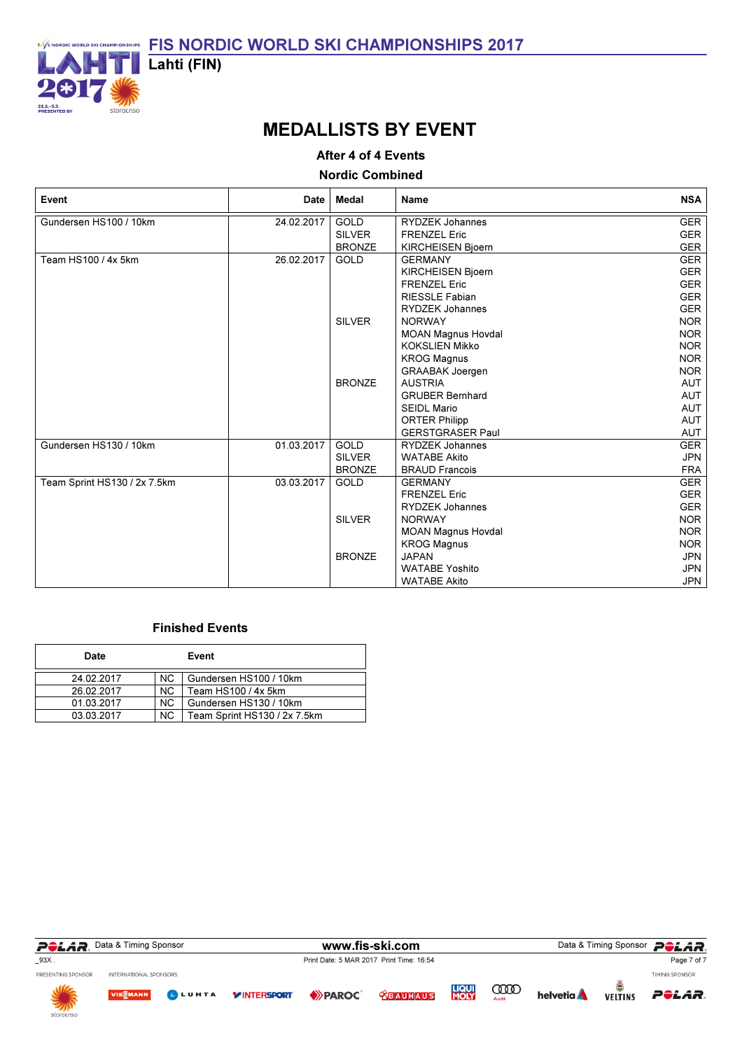# FIS NORDIC WORLD SKI CHAMPIONSHIPS 2017

**Lahti (FIN)**

## MEDALLISTS BY EVENT

**After 4 of 4 Events**

**Nordic Combined**

| Event | Date | Medal | Name | NSA |
|---|---|---|---|---|
| Gundersen HS100 / 10km | 24.02.2017 | GOLD | RYDZEK Johannes | GER |
| | | SILVER | FRENZEL Eric | GER |
| | | BRONZE | KIRCHEISEN Bjoern | GER |
| Team HS100 / 4x 5km | 26.02.2017 | GOLD | GERMANY | GER |
| | | | KIRCHEISEN Bjoern | GER |
| | | | FRENZEL Eric | GER |
| | | | RIESSLE Fabian | GER |
| | | | RYDZEK Johannes | GER |
| | | SILVER | NORWAY | NOR |
| | | | MOAN Magnus Hovdal | NOR |
| | | | KOKSLIEN Mikko | NOR |
| | | | KROG Magnus | NOR |
| | | | GRAABAK Joergen | NOR |
| | | BRONZE | AUSTRIA | AUT |
| | | | GRUBER Bernhard | AUT |
| | | | SEIDL Mario | AUT |
| | | | ORTER Philipp | AUT |
| | | | GERSTGRASER Paul | AUT |
| Gundersen HS130 / 10km | 01.03.2017 | GOLD | RYDZEK Johannes | GER |
| | | SILVER | WATABE Akito | JPN |
| | | BRONZE | BRAUD Francois | FRA |
| Team Sprint HS130 / 2x 7.5km | 03.03.2017 | GOLD | GERMANY | GER |
| | | | FRENZEL Eric | GER |
| | | | RYDZEK Johannes | GER |
| | | SILVER | NORWAY | NOR |
| | | | MOAN Magnus Hovdal | NOR |
| | | | KROG Magnus | NOR |
| | | BRONZE | JAPAN | JPN |
| | | | WATABE Yoshito | JPN |
| | | | WATABE Akito | JPN |

### Finished Events

| Date | | Event |
|---|---|---|
| 24.02.2017 | NC | Gundersen HS100 / 10km |
| 26.02.2017 | NC | Team HS100 / 4x 5km |
| 01.03.2017 | NC | Gundersen HS130 / 10km |
| 03.03.2017 | NC | Team Sprint HS130 / 2x 7.5km |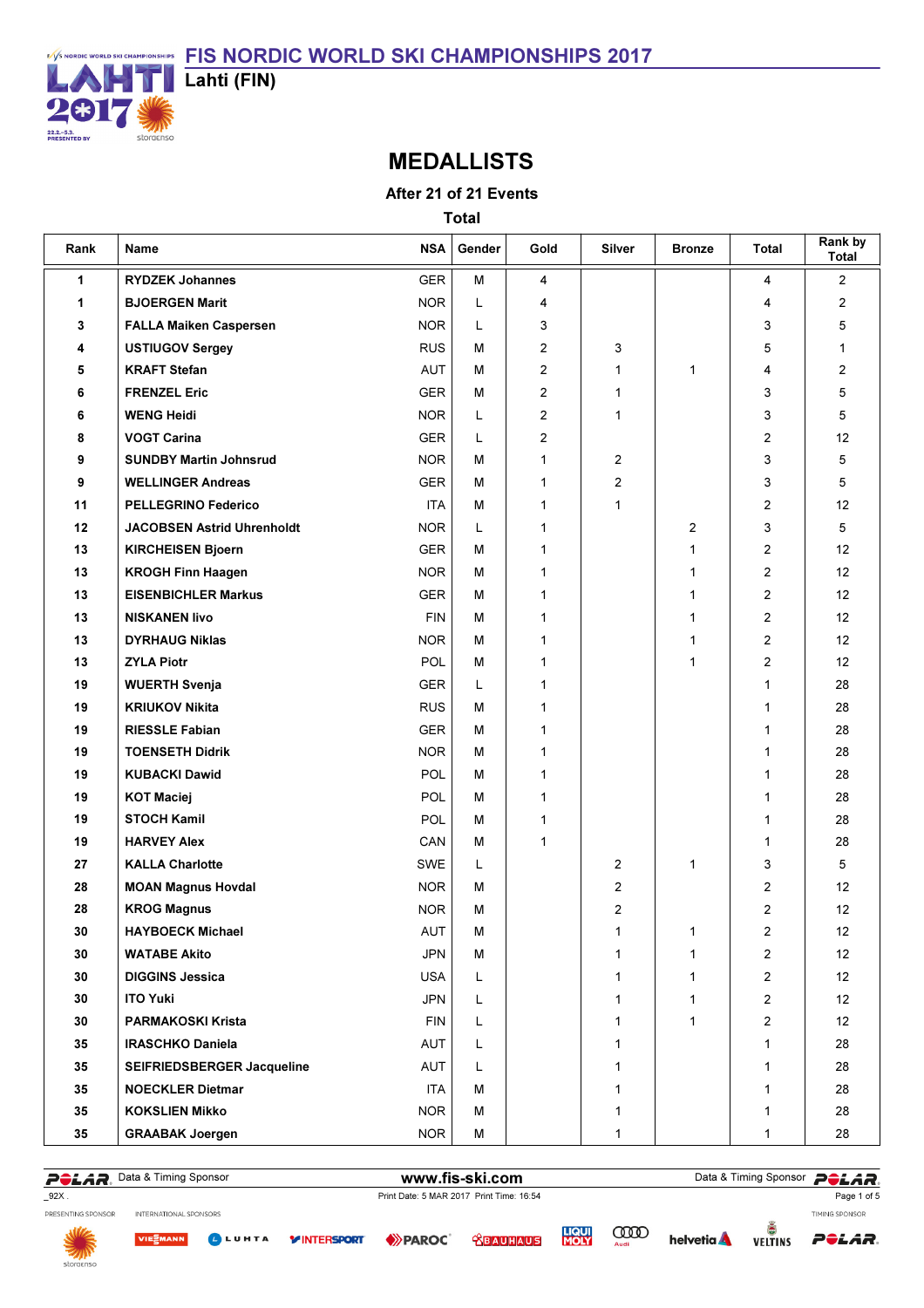# FIS NORDIC WORLD SKI CHAMPIONSHIPS 2017

**Lahti (FIN)**

## MEDALLISTS

**After 21 of 21 Events**

**Total**

| Rank | Name | NSA | Gender | Gold | Silver | Bronze | Total | Rank by Total |
|---|---|---|---|---|---|---|---|---|
| 1 | RYDZEK Johannes | GER | M | 4 | | | 4 | 2 |
| 1 | BJOERGEN Marit | NOR | L | 4 | | | 4 | 2 |
| 3 | FALLA Maiken Caspersen | NOR | L | 3 | | | 3 | 5 |
| 4 | USTIUGOV Sergey | RUS | M | 2 | 3 | | 5 | 1 |
| 5 | KRAFT Stefan | AUT | M | 2 | 1 | 1 | 4 | 2 |
| 6 | FRENZEL Eric | GER | M | 2 | 1 | | 3 | 5 |
| 6 | WENG Heidi | NOR | L | 2 | 1 | | 3 | 5 |
| 8 | VOGT Carina | GER | L | 2 | | | 2 | 12 |
| 9 | SUNDBY Martin Johnsrud | NOR | M | 1 | 2 | | 3 | 5 |
| 9 | WELLINGER Andreas | GER | M | 1 | 2 | | 3 | 5 |
| 11 | PELLEGRINO Federico | ITA | M | 1 | 1 | | 2 | 12 |
| 12 | JACOBSEN Astrid Uhrenholdt | NOR | L | 1 | | 2 | 3 | 5 |
| 13 | KIRCHEISEN Bjoern | GER | M | 1 | | 1 | 2 | 12 |
| 13 | KROGH Finn Haagen | NOR | M | 1 | | 1 | 2 | 12 |
| 13 | EISENBICHLER Markus | GER | M | 1 | | 1 | 2 | 12 |
| 13 | NISKANEN Iivo | FIN | M | 1 | | 1 | 2 | 12 |
| 13 | DYRHAUG Niklas | NOR | M | 1 | | 1 | 2 | 12 |
| 13 | ZYLA Piotr | POL | M | 1 | | 1 | 2 | 12 |
| 19 | WUERTH Svenja | GER | L | 1 | | | 1 | 28 |
| 19 | KRIUKOV Nikita | RUS | M | 1 | | | 1 | 28 |
| 19 | RIESSLE Fabian | GER | M | 1 | | | 1 | 28 |
| 19 | TOENSETH Didrik | NOR | M | 1 | | | 1 | 28 |
| 19 | KUBACKI Dawid | POL | M | 1 | | | 1 | 28 |
| 19 | KOT Maciej | POL | M | 1 | | | 1 | 28 |
| 19 | STOCH Kamil | POL | M | 1 | | | 1 | 28 |
| 19 | HARVEY Alex | CAN | M | 1 | | | 1 | 28 |
| 27 | KALLA Charlotte | SWE | L | | 2 | 1 | 3 | 5 |
| 28 | MOAN Magnus Hovdal | NOR | M | | 2 | | 2 | 12 |
| 28 | KROG Magnus | NOR | M | | 2 | | 2 | 12 |
| 30 | HAYBOECK Michael | AUT | M | | 1 | 1 | 2 | 12 |
| 30 | WATABE Akito | JPN | M | | 1 | 1 | 2 | 12 |
| 30 | DIGGINS Jessica | USA | L | | 1 | 1 | 2 | 12 |
| 30 | ITO Yuki | JPN | L | | 1 | 1 | 2 | 12 |
| 30 | PARMAKOSKI Krista | FIN | L | | 1 | 1 | 2 | 12 |
| 35 | IRASCHKO Daniela | AUT | L | | 1 | | 1 | 28 |
| 35 | SEIFRIEDSBERGER Jacqueline | AUT | L | | 1 | | 1 | 28 |
| 35 | NOECKLER Dietmar | ITA | M | | 1 | | 1 | 28 |
| 35 | KOKSLIEN Mikko | NOR | M | | 1 | | 1 | 28 |
| 35 | GRAABAK Joergen | NOR | M | | 1 | | 1 | 28 |

Data & Timing Sponsor www.fis-ski.com

_92X .

Print Date: 5 MAR 2017 Print Time: 16:54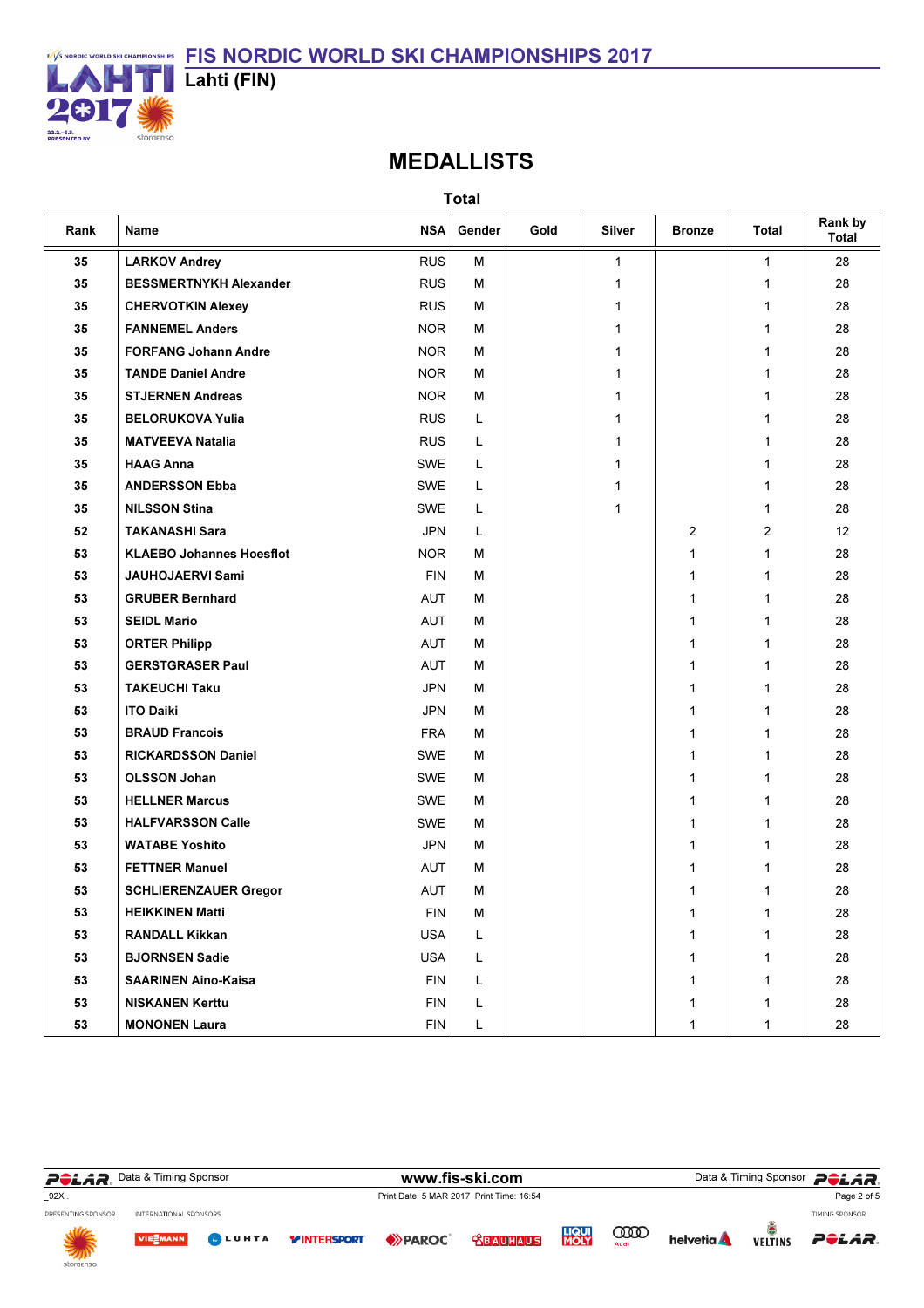# FIS NORDIC WORLD SKI CHAMPIONSHIPS 2017

Lahti (FIN)

## MEDALLISTS

### Total

| Rank | Name | NSA | Gender | Gold | Silver | Bronze | Total | Rank by Total |
|---|---|---|---|---|---|---|---|---|
| 35 | LARKOV Andrey | RUS | M | | 1 | | 1 | 28 |
| 35 | BESSMERTNYKH Alexander | RUS | M | | 1 | | 1 | 28 |
| 35 | CHERVOTKIN Alexey | RUS | M | | 1 | | 1 | 28 |
| 35 | FANNEMEL Anders | NOR | M | | 1 | | 1 | 28 |
| 35 | FORFANG Johann Andre | NOR | M | | 1 | | 1 | 28 |
| 35 | TANDE Daniel Andre | NOR | M | | 1 | | 1 | 28 |
| 35 | STJERNEN Andreas | NOR | M | | 1 | | 1 | 28 |
| 35 | BELORUKOVA Yulia | RUS | L | | 1 | | 1 | 28 |
| 35 | MATVEEVA Natalia | RUS | L | | 1 | | 1 | 28 |
| 35 | HAAG Anna | SWE | L | | 1 | | 1 | 28 |
| 35 | ANDERSSON Ebba | SWE | L | | 1 | | 1 | 28 |
| 35 | NILSSON Stina | SWE | L | | 1 | | 1 | 28 |
| 52 | TAKANASHI Sara | JPN | L | | | 2 | 2 | 12 |
| 53 | KLAEBO Johannes Hoesflot | NOR | M | | | 1 | 1 | 28 |
| 53 | JAUHOJAERVI Sami | FIN | M | | | 1 | 1 | 28 |
| 53 | GRUBER Bernhard | AUT | M | | | 1 | 1 | 28 |
| 53 | SEIDL Mario | AUT | M | | | 1 | 1 | 28 |
| 53 | ORTER Philipp | AUT | M | | | 1 | 1 | 28 |
| 53 | GERSTGRASER Paul | AUT | M | | | 1 | 1 | 28 |
| 53 | TAKEUCHI Taku | JPN | M | | | 1 | 1 | 28 |
| 53 | ITO Daiki | JPN | M | | | 1 | 1 | 28 |
| 53 | BRAUD Francois | FRA | M | | | 1 | 1 | 28 |
| 53 | RICKARDSSON Daniel | SWE | M | | | 1 | 1 | 28 |
| 53 | OLSSON Johan | SWE | M | | | 1 | 1 | 28 |
| 53 | HELLNER Marcus | SWE | M | | | 1 | 1 | 28 |
| 53 | HALFVARSSON Calle | SWE | M | | | 1 | 1 | 28 |
| 53 | WATABE Yoshito | JPN | M | | | 1 | 1 | 28 |
| 53 | FETTNER Manuel | AUT | M | | | 1 | 1 | 28 |
| 53 | SCHLIERENZAUER Gregor | AUT | M | | | 1 | 1 | 28 |
| 53 | HEIKKINEN Matti | FIN | M | | | 1 | 1 | 28 |
| 53 | RANDALL Kikkan | USA | L | | | 1 | 1 | 28 |
| 53 | BJORNSEN Sadie | USA | L | | | 1 | 1 | 28 |
| 53 | SAARINEN Aino-Kaisa | FIN | L | | | 1 | 1 | 28 |
| 53 | NISKANEN Kerttu | FIN | L | | | 1 | 1 | 28 |
| 53 | MONONEN Laura | FIN | L | | | 1 | 1 | 28 |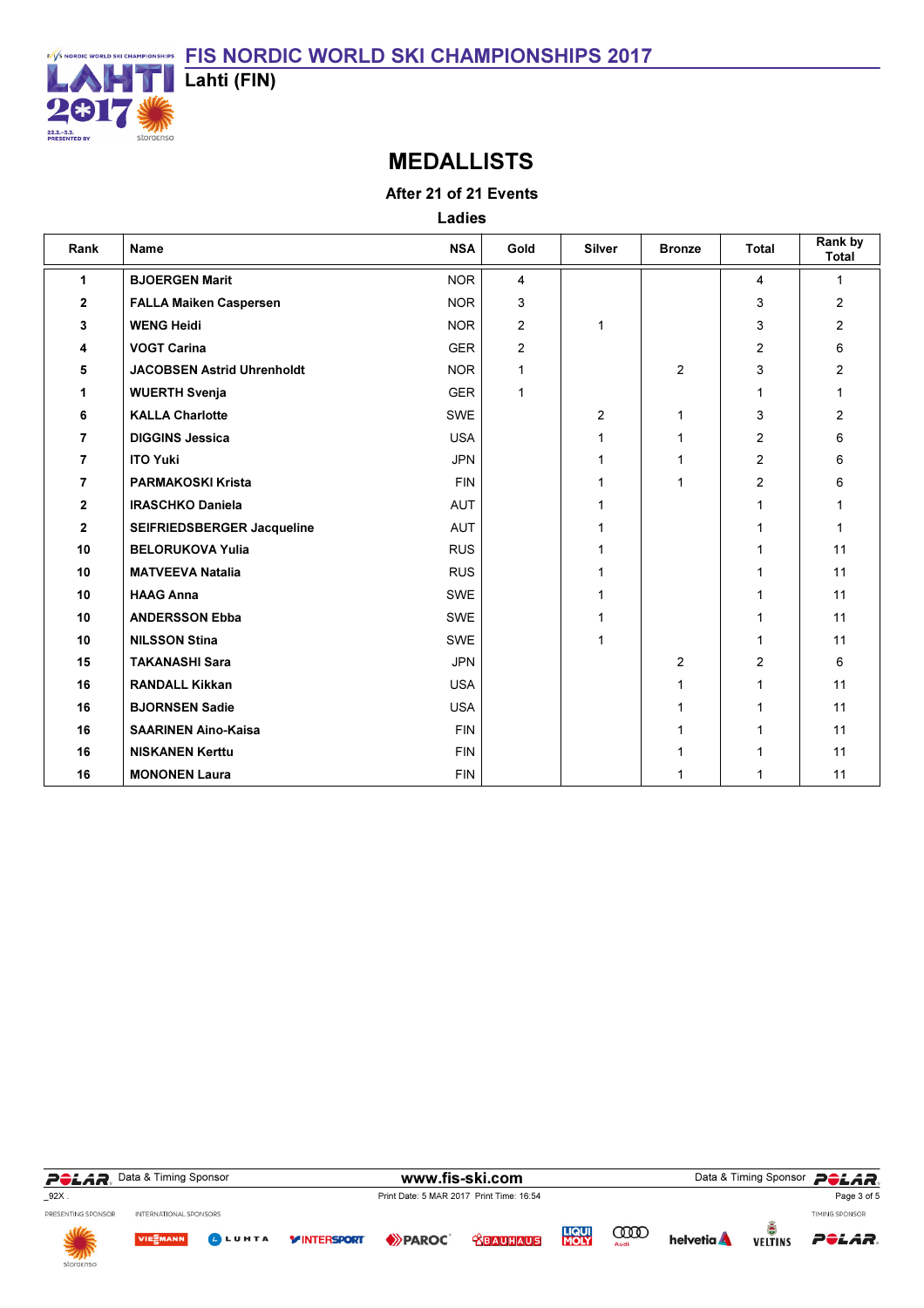# FIS NORDIC WORLD SKI CHAMPIONSHIPS 2017

Lahti (FIN)

## MEDALLISTS

**After 21 of 21 Events**

**Ladies**

| Rank | Name | NSA | Gold | Silver | Bronze | Total | Rank by Total |
|---|---|---|---|---|---|---|---|
| 1 | BJOERGEN Marit | NOR | 4 | | | 4 | 1 |
| 2 | FALLA Maiken Caspersen | NOR | 3 | | | 3 | 2 |
| 3 | WENG Heidi | NOR | 2 | 1 | | 3 | 2 |
| 4 | VOGT Carina | GER | 2 | | | 2 | 6 |
| 5 | JACOBSEN Astrid Uhrenholdt | NOR | 1 | | 2 | 3 | 2 |
| 1 | WUERTH Svenja | GER | 1 | | | 1 | 1 |
| 6 | KALLA Charlotte | SWE | | 2 | 1 | 3 | 2 |
| 7 | DIGGINS Jessica | USA | | 1 | 1 | 2 | 6 |
| 7 | ITO Yuki | JPN | | 1 | 1 | 2 | 6 |
| 7 | PARMAKOSKI Krista | FIN | | 1 | 1 | 2 | 6 |
| 2 | IRASCHKO Daniela | AUT | | 1 | | 1 | 1 |
| 2 | SEIFRIEDSBERGER Jacqueline | AUT | | 1 | | 1 | 1 |
| 10 | BELORUKOVA Yulia | RUS | | 1 | | 1 | 11 |
| 10 | MATVEEVA Natalia | RUS | | 1 | | 1 | 11 |
| 10 | HAAG Anna | SWE | | 1 | | 1 | 11 |
| 10 | ANDERSSON Ebba | SWE | | 1 | | 1 | 11 |
| 10 | NILSSON Stina | SWE | | 1 | | 1 | 11 |
| 15 | TAKANASHI Sara | JPN | | | 2 | 2 | 6 |
| 16 | RANDALL Kikkan | USA | | | 1 | 1 | 11 |
| 16 | BJORNSEN Sadie | USA | | | 1 | 1 | 11 |
| 16 | SAARINEN Aino-Kaisa | FIN | | | 1 | 1 | 11 |
| 16 | NISKANEN Kerttu | FIN | | | 1 | 1 | 11 |
| 16 | MONONEN Laura | FIN | | | 1 | 1 | 11 |

_92X .

Print Date: 5 MAR 2017 Print Time: 16:54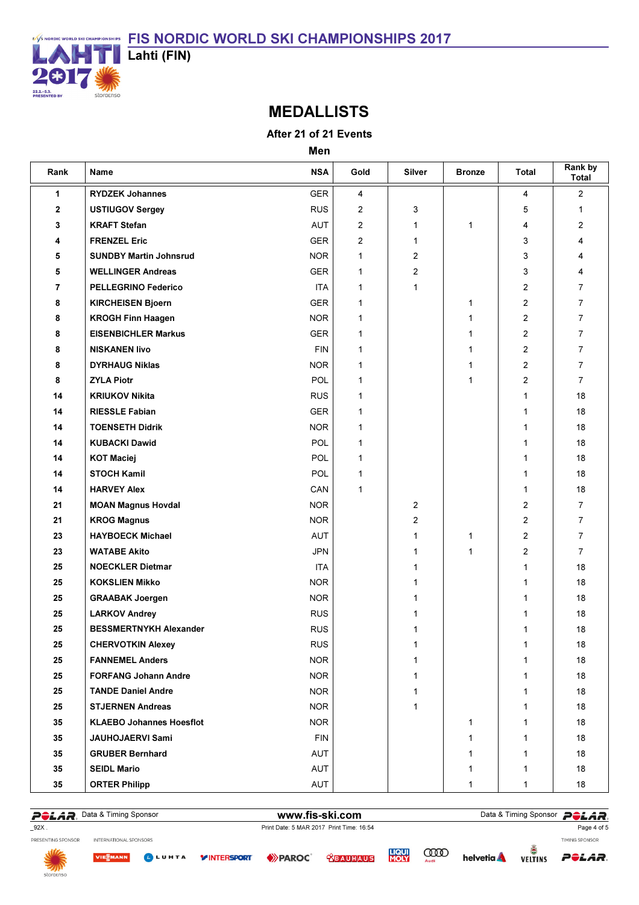# FIS NORDIC WORLD SKI CHAMPIONSHIPS 2017

Lahti (FIN)

## MEDALLISTS

**After 21 of 21 Events**

**Men**

| Rank | Name | NSA | Gold | Silver | Bronze | Total | Rank by Total |
|---|---|---|---|---|---|---|---|
| 1 | RYDZEK Johannes | GER | 4 | | | 4 | 2 |
| 2 | USTIUGOV Sergey | RUS | 2 | 3 | | 5 | 1 |
| 3 | KRAFT Stefan | AUT | 2 | 1 | 1 | 4 | 2 |
| 4 | FRENZEL Eric | GER | 2 | 1 | | 3 | 4 |
| 5 | SUNDBY Martin Johnsrud | NOR | 1 | 2 | | 3 | 4 |
| 5 | WELLINGER Andreas | GER | 1 | 2 | | 3 | 4 |
| 7 | PELLEGRINO Federico | ITA | 1 | 1 | | 2 | 7 |
| 8 | KIRCHEISEN Bjoern | GER | 1 | | 1 | 2 | 7 |
| 8 | KROGH Finn Haagen | NOR | 1 | | 1 | 2 | 7 |
| 8 | EISENBICHLER Markus | GER | 1 | | 1 | 2 | 7 |
| 8 | NISKANEN Iivo | FIN | 1 | | 1 | 2 | 7 |
| 8 | DYRHAUG Niklas | NOR | 1 | | 1 | 2 | 7 |
| 8 | ZYLA Piotr | POL | 1 | | 1 | 2 | 7 |
| 14 | KRIUKOV Nikita | RUS | 1 | | | 1 | 18 |
| 14 | RIESSLE Fabian | GER | 1 | | | 1 | 18 |
| 14 | TOENSETH Didrik | NOR | 1 | | | 1 | 18 |
| 14 | KUBACKI Dawid | POL | 1 | | | 1 | 18 |
| 14 | KOT Maciej | POL | 1 | | | 1 | 18 |
| 14 | STOCH Kamil | POL | 1 | | | 1 | 18 |
| 14 | HARVEY Alex | CAN | 1 | | | 1 | 18 |
| 21 | MOAN Magnus Hovdal | NOR | | 2 | | 2 | 7 |
| 21 | KROG Magnus | NOR | | 2 | | 2 | 7 |
| 23 | HAYBOECK Michael | AUT | | 1 | 1 | 2 | 7 |
| 23 | WATABE Akito | JPN | | 1 | 1 | 2 | 7 |
| 25 | NOECKLER Dietmar | ITA | | 1 | | 1 | 18 |
| 25 | KOKSLIEN Mikko | NOR | | 1 | | 1 | 18 |
| 25 | GRAABAK Joergen | NOR | | 1 | | 1 | 18 |
| 25 | LARKOV Andrey | RUS | | 1 | | 1 | 18 |
| 25 | BESSMERTNYKH Alexander | RUS | | 1 | | 1 | 18 |
| 25 | CHERVOTKIN Alexey | RUS | | 1 | | 1 | 18 |
| 25 | FANNEMEL Anders | NOR | | 1 | | 1 | 18 |
| 25 | FORFANG Johann Andre | NOR | | 1 | | 1 | 18 |
| 25 | TANDE Daniel Andre | NOR | | 1 | | 1 | 18 |
| 25 | STJERNEN Andreas | NOR | | 1 | | 1 | 18 |
| 35 | KLAEBO Johannes Hoesflot | NOR | | | 1 | 1 | 18 |
| 35 | JAUHOJAERVI Sami | FIN | | | 1 | 1 | 18 |
| 35 | GRUBER Bernhard | AUT | | | 1 | 1 | 18 |
| 35 | SEIDL Mario | AUT | | | 1 | 1 | 18 |
| 35 | ORTER Philipp | AUT | | | 1 | 1 | 18 |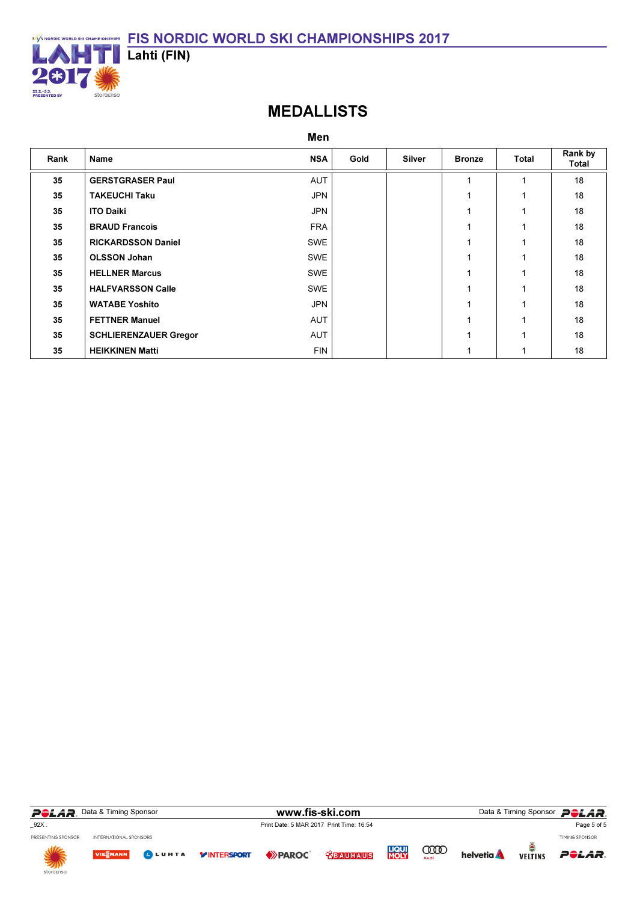# MEDALLISTS

## Men

| Rank | Name | NSA | Gold | Silver | Bronze | Total | Rank by Total |
|---|---|---|---|---|---|---|---|
| 35 | **GERSTGRASER Paul** | AUT | | | 1 | 1 | 18 |
| 35 | **TAKEUCHI Taku** | JPN | | | 1 | 1 | 18 |
| 35 | **ITO Daiki** | JPN | | | 1 | 1 | 18 |
| 35 | **BRAUD Francois** | FRA | | | 1 | 1 | 18 |
| 35 | **RICKARDSSON Daniel** | SWE | | | 1 | 1 | 18 |
| 35 | **OLSSON Johan** | SWE | | | 1 | 1 | 18 |
| 35 | **HELLNER Marcus** | SWE | | | 1 | 1 | 18 |
| 35 | **HALFVARSSON Calle** | SWE | | | 1 | 1 | 18 |
| 35 | **WATABE Yoshito** | JPN | | | 1 | 1 | 18 |
| 35 | **FETTNER Manuel** | AUT | | | 1 | 1 | 18 |
| 35 | **SCHLIERENZAUER Gregor** | AUT | | | 1 | 1 | 18 |
| 35 | **HEIKKINEN Matti** | FIN | | | 1 | 1 | 18 |

_92X .

Print Date: 5 MAR 2017 Print Time: 16:54